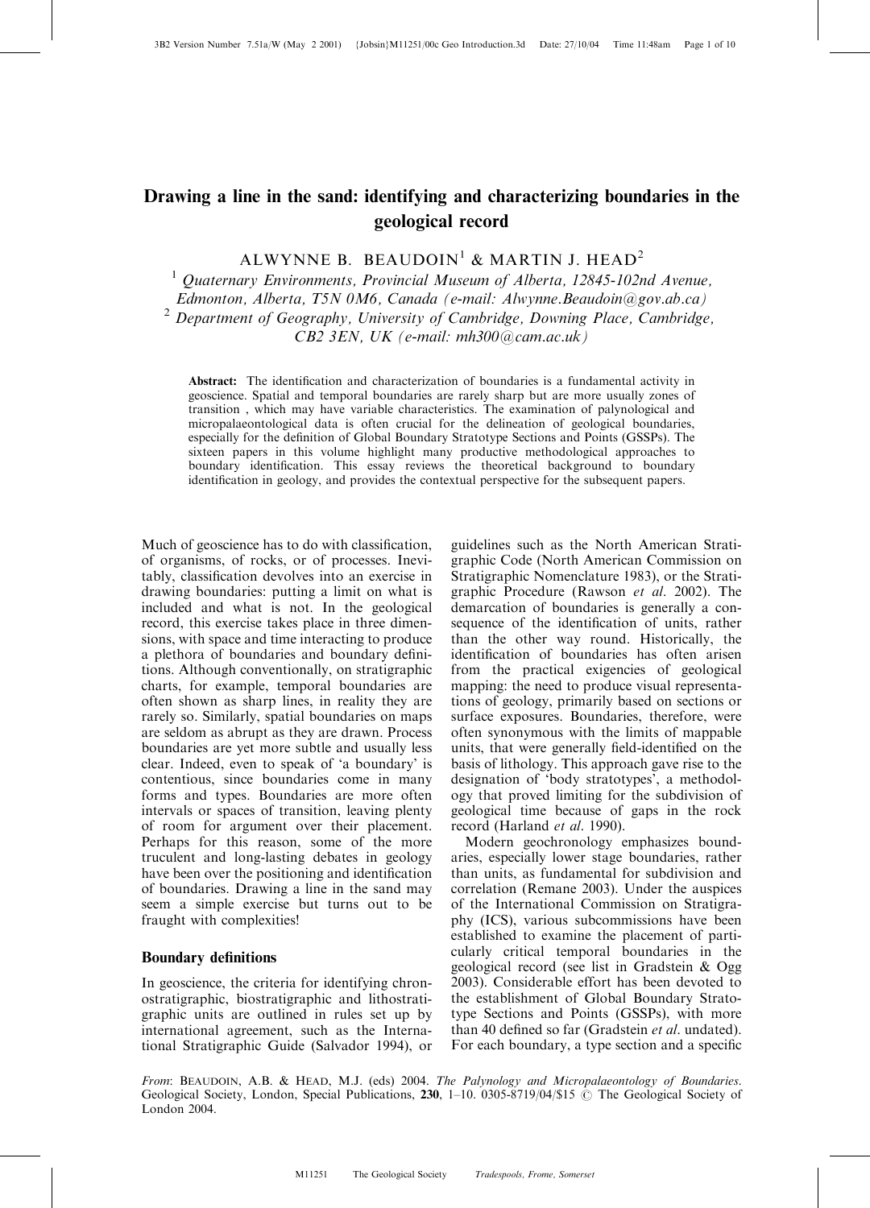# Drawing a line in the sand: identifying and characterizing boundaries in the geological record

ALWYNNE B. BEAUDOIN[1] & MARTIN J. HEAD[2]

[1] *Quaternary Environments, Provincial Museum of Alberta, 12845-102nd Avenue, Edmonton, Alberta, T5N 0M6, Canada (e-mail: Alwynne.Beaudoin@gov.ab.ca)*

[2] *Department of Geography, University of Cambridge, Downing Place, Cambridge, CB2 3EN, UK (e-mail: mh300@cam.ac.uk)*

**Abstract:** The identification and characterization of boundaries is a fundamental activity in geoscience. Spatial and temporal boundaries are rarely sharp but are more usually zones of transition , which may have variable characteristics. The examination of palynological and micropalaeontological data is often crucial for the delineation of geological boundaries, especially for the definition of Global Boundary Stratotype Sections and Points (GSSPs). The sixteen papers in this volume highlight many productive methodological approaches to boundary identification. This essay reviews the theoretical background to boundary identification in geology, and provides the contextual perspective for the subsequent papers.

Much of geoscience has to do with classification, of organisms, of rocks, or of processes. Inevitably, classification devolves into an exercise in drawing boundaries: putting a limit on what is included and what is not. In the geological record, this exercise takes place in three dimensions, with space and time interacting to produce a plethora of boundaries and boundary definitions. Although conventionally, on stratigraphic charts, for example, temporal boundaries are often shown as sharp lines, in reality they are rarely so. Similarly, spatial boundaries on maps are seldom as abrupt as they are drawn. Process boundaries are yet more subtle and usually less clear. Indeed, even to speak of 'a boundary' is contentious, since boundaries come in many forms and types. Boundaries are more often intervals or spaces of transition, leaving plenty of room for argument over their placement. Perhaps for this reason, some of the more truculent and long-lasting debates in geology have been over the positioning and identification of boundaries. Drawing a line in the sand may seem a simple exercise but turns out to be fraught with complexities!

## Boundary definitions

In geoscience, the criteria for identifying chronostratigraphic, biostratigraphic and lithostratigraphic units are outlined in rules set up by international agreement, such as the International Stratigraphic Guide (Salvador 1994), or guidelines such as the North American Stratigraphic Code (North American Commission on Stratigraphic Nomenclature 1983), or the Stratigraphic Procedure (Rawson *et al*. 2002). The demarcation of boundaries is generally a consequence of the identification of units, rather than the other way round. Historically, the identification of boundaries has often arisen from the practical exigencies of geological mapping: the need to produce visual representations of geology, primarily based on sections or surface exposures. Boundaries, therefore, were often synonymous with the limits of mappable units, that were generally field-identified on the basis of lithology. This approach gave rise to the designation of 'body stratotypes', a methodology that proved limiting for the subdivision of geological time because of gaps in the rock record (Harland *et al*. 1990).

Modern geochronology emphasizes boundaries, especially lower stage boundaries, rather than units, as fundamental for subdivision and correlation (Remane 2003). Under the auspices of the International Commission on Stratigraphy (ICS), various subcommissions have been established to examine the placement of particularly critical temporal boundaries in the geological record (see list in Gradstein & Ogg 2003). Considerable effort has been devoted to the establishment of Global Boundary Stratotype Sections and Points (GSSPs), with more than 40 defined so far (Gradstein *et al*. undated). For each boundary, a type section and a specific

From: BEAUDOIN, A.B. & HEAD, M.J. (eds) 2004. *The Palynology and Micropalaeontology of Boundaries*. Geological Society, London, Special Publications, **230**, 1–10. 0305-8719/04/$15 © The Geological Society of London 2004.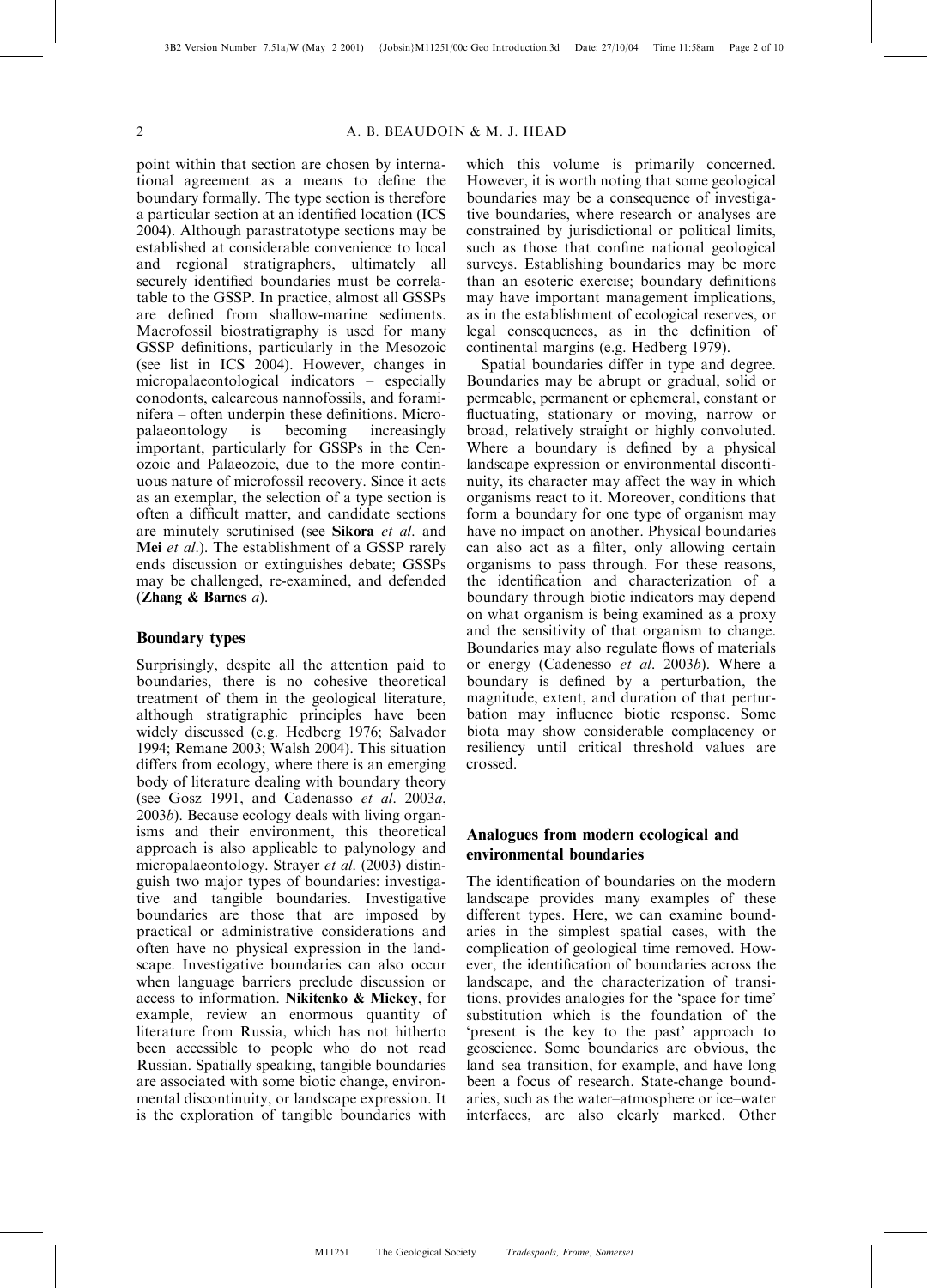point within that section are chosen by international agreement as a means to define the boundary formally. The type section is therefore a particular section at an identified location (ICS 2004). Although parastratotype sections may be established at considerable convenience to local and regional stratigraphers, ultimately all securely identified boundaries must be correlatable to the GSSP. In practice, almost all GSSPs are defined from shallow-marine sediments. Macrofossil biostratigraphy is used for many GSSP definitions, particularly in the Mesozoic (see list in ICS 2004). However, changes in micropalaeontological indicators – especially conodonts, calcareous nannofossils, and foraminifera – often underpin these definitions. Micropalaeontology is becoming increasingly important, particularly for GSSPs in the Cenozoic and Palaeozoic, due to the more continuous nature of microfossil recovery. Since it acts as an exemplar, the selection of a type section is often a difficult matter, and candidate sections are minutely scrutinised (see **Sikora** *et al.* and **Mei** *et al.*). The establishment of a GSSP rarely ends discussion or extinguishes debate; GSSPs may be challenged, re-examined, and defended (**Zhang & Barnes** *a*).

## Boundary types

Surprisingly, despite all the attention paid to boundaries, there is no cohesive theoretical treatment of them in the geological literature, although stratigraphic principles have been widely discussed (e.g. Hedberg 1976; Salvador 1994; Remane 2003; Walsh 2004). This situation differs from ecology, where there is an emerging body of literature dealing with boundary theory (see Gosz 1991, and Cadenasso *et al.* 2003*a*, 2003*b*). Because ecology deals with living organisms and their environment, this theoretical approach is also applicable to palynology and micropalaeontology. Strayer *et al.* (2003) distinguish two major types of boundaries: investigative and tangible boundaries. Investigative boundaries are those that are imposed by practical or administrative considerations and often have no physical expression in the landscape. Investigative boundaries can also occur when language barriers preclude discussion or access to information. **Nikitenko & Mickey**, for example, review an enormous quantity of literature from Russia, which has not hitherto been accessible to people who do not read Russian. Spatially speaking, tangible boundaries are associated with some biotic change, environmental discontinuity, or landscape expression. It is the exploration of tangible boundaries with which this volume is primarily concerned. However, it is worth noting that some geological boundaries may be a consequence of investigative boundaries, where research or analyses are constrained by jurisdictional or political limits, such as those that confine national geological surveys. Establishing boundaries may be more than an esoteric exercise; boundary definitions may have important management implications, as in the establishment of ecological reserves, or legal consequences, as in the definition of continental margins (e.g. Hedberg 1979).

Spatial boundaries differ in type and degree. Boundaries may be abrupt or gradual, solid or permeable, permanent or ephemeral, constant or fluctuating, stationary or moving, narrow or broad, relatively straight or highly convoluted. Where a boundary is defined by a physical landscape expression or environmental discontinuity, its character may affect the way in which organisms react to it. Moreover, conditions that form a boundary for one type of organism may have no impact on another. Physical boundaries can also act as a filter, only allowing certain organisms to pass through. For these reasons, the identification and characterization of a boundary through biotic indicators may depend on what organism is being examined as a proxy and the sensitivity of that organism to change. Boundaries may also regulate flows of materials or energy (Cadenesso *et al.* 2003*b*). Where a boundary is defined by a perturbation, the magnitude, extent, and duration of that perturbation may influence biotic response. Some biota may show considerable complacency or resiliency until critical threshold values are crossed.

## Analogues from modern ecological and environmental boundaries

The identification of boundaries on the modern landscape provides many examples of these different types. Here, we can examine boundaries in the simplest spatial cases, with the complication of geological time removed. However, the identification of boundaries across the landscape, and the characterization of transitions, provides analogies for the 'space for time' substitution which is the foundation of the 'present is the key to the past' approach to geoscience. Some boundaries are obvious, the land–sea transition, for example, and have long been a focus of research. State-change boundaries, such as the water–atmosphere or ice–water interfaces, are also clearly marked. Other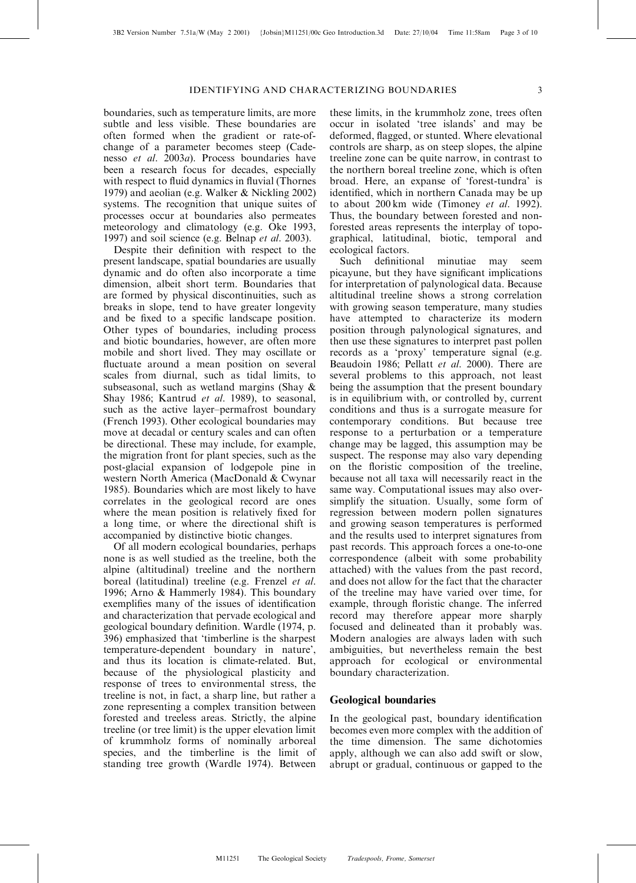boundaries, such as temperature limits, are more subtle and less visible. These boundaries are often formed when the gradient or rate-of-change of a parameter becomes steep (Cadenesso *et al*. 2003*a*). Process boundaries have been a research focus for decades, especially with respect to fluid dynamics in fluvial (Thornes 1979) and aeolian (e.g. Walker & Nickling 2002) systems. The recognition that unique suites of processes occur at boundaries also permeates meteorology and climatology (e.g. Oke 1993, 1997) and soil science (e.g. Belnap *et al*. 2003).

Despite their definition with respect to the present landscape, spatial boundaries are usually dynamic and do often also incorporate a time dimension, albeit short term. Boundaries that are formed by physical discontinuities, such as breaks in slope, tend to have greater longevity and be fixed to a specific landscape position. Other types of boundaries, including process and biotic boundaries, however, are often more mobile and short lived. They may oscillate or fluctuate around a mean position on several scales from diurnal, such as tidal limits, to subseasonal, such as wetland margins (Shay & Shay 1986; Kantrud *et al*. 1989), to seasonal, such as the active layer–permafrost boundary (French 1993). Other ecological boundaries may move at decadal or century scales and can often be directional. These may include, for example, the migration front for plant species, such as the post-glacial expansion of lodgepole pine in western North America (MacDonald & Cwynar 1985). Boundaries which are most likely to have correlates in the geological record are ones where the mean position is relatively fixed for a long time, or where the directional shift is accompanied by distinctive biotic changes.

Of all modern ecological boundaries, perhaps none is as well studied as the treeline, both the alpine (altitudinal) treeline and the northern boreal (latitudinal) treeline (e.g. Frenzel *et al*. 1996; Arno & Hammerly 1984). This boundary exemplifies many of the issues of identification and characterization that pervade ecological and geological boundary definition. Wardle (1974, p. 396) emphasized that 'timberline is the sharpest temperature-dependent boundary in nature', and thus its location is climate-related. But, because of the physiological plasticity and response of trees to environmental stress, the treeline is not, in fact, a sharp line, but rather a zone representing a complex transition between forested and treeless areas. Strictly, the alpine treeline (or tree limit) is the upper elevation limit of krummholz forms of nominally arboreal species, and the timberline is the limit of standing tree growth (Wardle 1974). Between these limits, in the krummholz zone, trees often occur in isolated 'tree islands' and may be deformed, flagged, or stunted. Where elevational controls are sharp, as on steep slopes, the alpine treeline zone can be quite narrow, in contrast to the northern boreal treeline zone, which is often broad. Here, an expanse of 'forest-tundra' is identified, which in northern Canada may be up to about 200 km wide (Timoney *et al*. 1992). Thus, the boundary between forested and non-forested areas represents the interplay of topographical, latitudinal, biotic, temporal and ecological factors.

Such definitional minutiae may seem picayune, but they have significant implications for interpretation of palynological data. Because altitudinal treeline shows a strong correlation with growing season temperature, many studies have attempted to characterize its modern position through palynological signatures, and then use these signatures to interpret past pollen records as a 'proxy' temperature signal (e.g. Beaudoin 1986; Pellatt *et al*. 2000). There are several problems to this approach, not least being the assumption that the present boundary is in equilibrium with, or controlled by, current conditions and thus is a surrogate measure for contemporary conditions. But because tree response to a perturbation or a temperature change may be lagged, this assumption may be suspect. The response may also vary depending on the floristic composition of the treeline, because not all taxa will necessarily react in the same way. Computational issues may also oversimplify the situation. Usually, some form of regression between modern pollen signatures and growing season temperatures is performed and the results used to interpret signatures from past records. This approach forces a one-to-one correspondence (albeit with some probability attached) with the values from the past record, and does not allow for the fact that the character of the treeline may have varied over time, for example, through floristic change. The inferred record may therefore appear more sharply focused and delineated than it probably was. Modern analogies are always laden with such ambiguities, but nevertheless remain the best approach for ecological or environmental boundary characterization.

## Geological boundaries

In the geological past, boundary identification becomes even more complex with the addition of the time dimension. The same dichotomies apply, although we can also add swift or slow, abrupt or gradual, continuous or gapped to the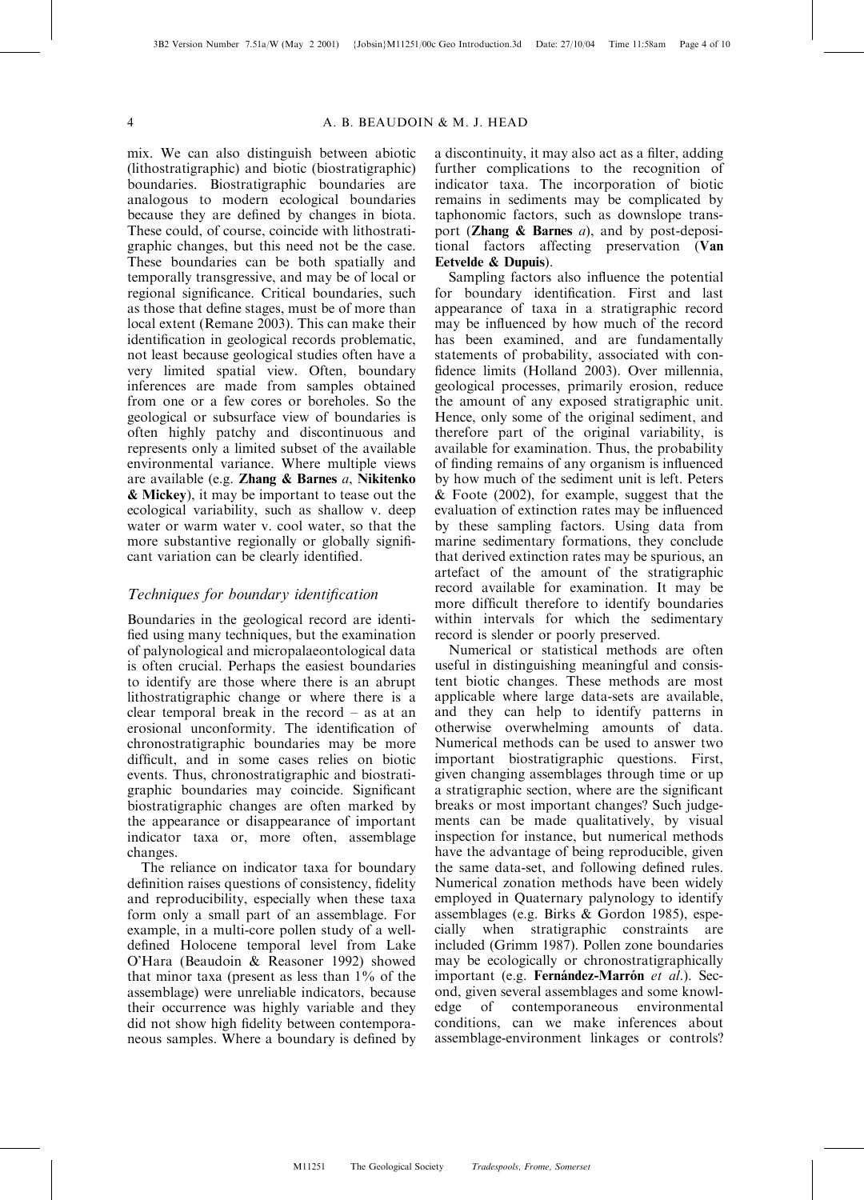mix. We can also distinguish between abiotic (lithostratigraphic) and biotic (biostratigraphic) boundaries. Biostratigraphic boundaries are analogous to modern ecological boundaries because they are defined by changes in biota. These could, of course, coincide with lithostratigraphic changes, but this need not be the case. These boundaries can be both spatially and temporally transgressive, and may be of local or regional significance. Critical boundaries, such as those that define stages, must be of more than local extent (Remane 2003). This can make their identification in geological records problematic, not least because geological studies often have a very limited spatial view. Often, boundary inferences are made from samples obtained from one or a few cores or boreholes. So the geological or subsurface view of boundaries is often highly patchy and discontinuous and represents only a limited subset of the available environmental variance. Where multiple views are available (e.g. **Zhang & Barnes** *a*, **Nikitenko & Mickey**), it may be important to tease out the ecological variability, such as shallow v. deep water or warm water v. cool water, so that the more substantive regionally or globally significant variation can be clearly identified.

## *Techniques for boundary identification*

Boundaries in the geological record are identified using many techniques, but the examination of palynological and micropalaeontological data is often crucial. Perhaps the easiest boundaries to identify are those where there is an abrupt lithostratigraphic change or where there is a clear temporal break in the record – as at an erosional unconformity. The identification of chronostratigraphic boundaries may be more difficult, and in some cases relies on biotic events. Thus, chronostratigraphic and biostratigraphic boundaries may coincide. Significant biostratigraphic changes are often marked by the appearance or disappearance of important indicator taxa or, more often, assemblage changes.

The reliance on indicator taxa for boundary definition raises questions of consistency, fidelity and reproducibility, especially when these taxa form only a small part of an assemblage. For example, in a multi-core pollen study of a well-defined Holocene temporal level from Lake O'Hara (Beaudoin & Reasoner 1992) showed that minor taxa (present as less than 1% of the assemblage) were unreliable indicators, because their occurrence was highly variable and they did not show high fidelity between contemporaneous samples. Where a boundary is defined by a discontinuity, it may also act as a filter, adding further complications to the recognition of indicator taxa. The incorporation of biotic remains in sediments may be complicated by taphonomic factors, such as downslope transport (**Zhang & Barnes** *a*), and by post-depositional factors affecting preservation (**Van Eetvelde & Dupuis**).

Sampling factors also influence the potential for boundary identification. First and last appearance of taxa in a stratigraphic record may be influenced by how much of the record has been examined, and are fundamentally statements of probability, associated with confidence limits (Holland 2003). Over millennia, geological processes, primarily erosion, reduce the amount of any exposed stratigraphic unit. Hence, only some of the original sediment, and therefore part of the original variability, is available for examination. Thus, the probability of finding remains of any organism is influenced by how much of the sediment unit is left. Peters & Foote (2002), for example, suggest that the evaluation of extinction rates may be influenced by these sampling factors. Using data from marine sedimentary formations, they conclude that derived extinction rates may be spurious, an artefact of the amount of the stratigraphic record available for examination. It may be more difficult therefore to identify boundaries within intervals for which the sedimentary record is slender or poorly preserved.

Numerical or statistical methods are often useful in distinguishing meaningful and consistent biotic changes. These methods are most applicable where large data-sets are available, and they can help to identify patterns in otherwise overwhelming amounts of data. Numerical methods can be used to answer two important biostratigraphic questions. First, given changing assemblages through time or up a stratigraphic section, where are the significant breaks or most important changes? Such judgements can be made qualitatively, by visual inspection for instance, but numerical methods have the advantage of being reproducible, given the same data-set, and following defined rules. Numerical zonation methods have been widely employed in Quaternary palynology to identify assemblages (e.g. Birks & Gordon 1985), especially when stratigraphic constraints are included (Grimm 1987). Pollen zone boundaries may be ecologically or chronostratigraphically important (e.g. **Fernández-Marrón** *et al.*). Second, given several assemblages and some knowledge of contemporaneous environmental conditions, can we make inferences about assemblage-environment linkages or controls?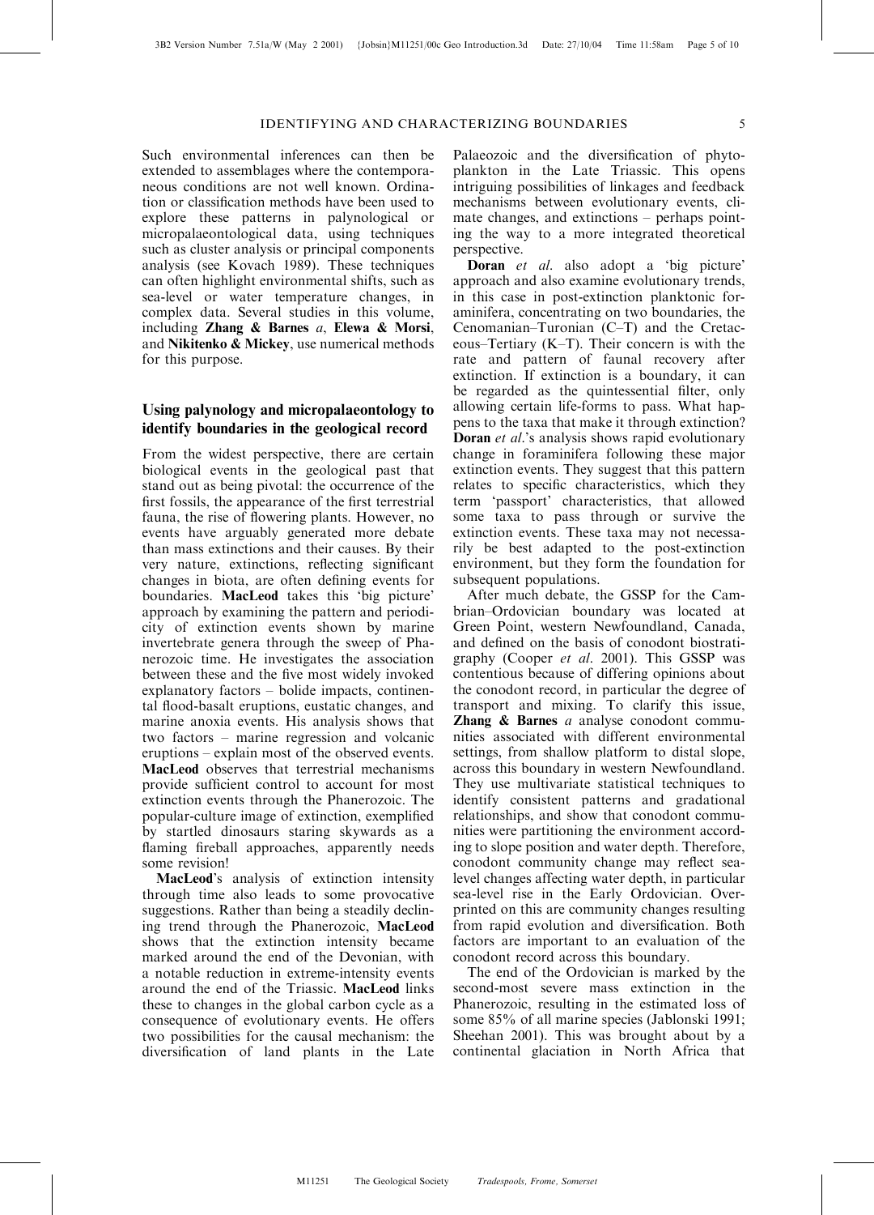Such environmental inferences can then be extended to assemblages where the contemporaneous conditions are not well known. Ordination or classification methods have been used to explore these patterns in palynological or micropalaeontological data, using techniques such as cluster analysis or principal components analysis (see Kovach 1989). These techniques can often highlight environmental shifts, such as sea-level or water temperature changes, in complex data. Several studies in this volume, including **Zhang & Barnes** *a*, **Elewa & Morsi**, and **Nikitenko & Mickey**, use numerical methods for this purpose.

## Using palynology and micropalaeontology to identify boundaries in the geological record

From the widest perspective, there are certain biological events in the geological past that stand out as being pivotal: the occurrence of the first fossils, the appearance of the first terrestrial fauna, the rise of flowering plants. However, no events have arguably generated more debate than mass extinctions and their causes. By their very nature, extinctions, reflecting significant changes in biota, are often defining events for boundaries. **MacLeod** takes this 'big picture' approach by examining the pattern and periodicity of extinction events shown by marine invertebrate genera through the sweep of Phanerozoic time. He investigates the association between these and the five most widely invoked explanatory factors – bolide impacts, continental flood-basalt eruptions, eustatic changes, and marine anoxia events. His analysis shows that two factors – marine regression and volcanic eruptions – explain most of the observed events. **MacLeod** observes that terrestrial mechanisms provide sufficient control to account for most extinction events through the Phanerozoic. The popular-culture image of extinction, exemplified by startled dinosaurs staring skywards as a flaming fireball approaches, apparently needs some revision!

**MacLeod**'s analysis of extinction intensity through time also leads to some provocative suggestions. Rather than being a steadily declining trend through the Phanerozoic, **MacLeod** shows that the extinction intensity became marked around the end of the Devonian, with a notable reduction in extreme-intensity events around the end of the Triassic. **MacLeod** links these to changes in the global carbon cycle as a consequence of evolutionary events. He offers two possibilities for the causal mechanism: the diversification of land plants in the Late Palaeozoic and the diversification of phytoplankton in the Late Triassic. This opens intriguing possibilities of linkages and feedback mechanisms between evolutionary events, climate changes, and extinctions – perhaps pointing the way to a more integrated theoretical perspective.

**Doran** *et al*. also adopt a 'big picture' approach and also examine evolutionary trends, in this case in post-extinction planktonic foraminifera, concentrating on two boundaries, the Cenomanian–Turonian (C–T) and the Cretaceous–Tertiary (K–T). Their concern is with the rate and pattern of faunal recovery after extinction. If extinction is a boundary, it can be regarded as the quintessential filter, only allowing certain life-forms to pass. What happens to the taxa that make it through extinction? **Doran** *et al*.'s analysis shows rapid evolutionary change in foraminifera following these major extinction events. They suggest that this pattern relates to specific characteristics, which they term 'passport' characteristics, that allowed some taxa to pass through or survive the extinction events. These taxa may not necessarily be best adapted to the post-extinction environment, but they form the foundation for subsequent populations.

After much debate, the GSSP for the Cambrian–Ordovician boundary was located at Green Point, western Newfoundland, Canada, and defined on the basis of conodont biostratigraphy (Cooper *et al*. 2001). This GSSP was contentious because of differing opinions about the conodont record, in particular the degree of transport and mixing. To clarify this issue, **Zhang & Barnes** *a* analyse conodont communities associated with different environmental settings, from shallow platform to distal slope, across this boundary in western Newfoundland. They use multivariate statistical techniques to identify consistent patterns and gradational relationships, and show that conodont communities were partitioning the environment according to slope position and water depth. Therefore, conodont community change may reflect sea-level changes affecting water depth, in particular sea-level rise in the Early Ordovician. Overprinted on this are community changes resulting from rapid evolution and diversification. Both factors are important to an evaluation of the conodont record across this boundary.

The end of the Ordovician is marked by the second-most severe mass extinction in the Phanerozoic, resulting in the estimated loss of some 85% of all marine species (Jablonski 1991; Sheehan 2001). This was brought about by a continental glaciation in North Africa that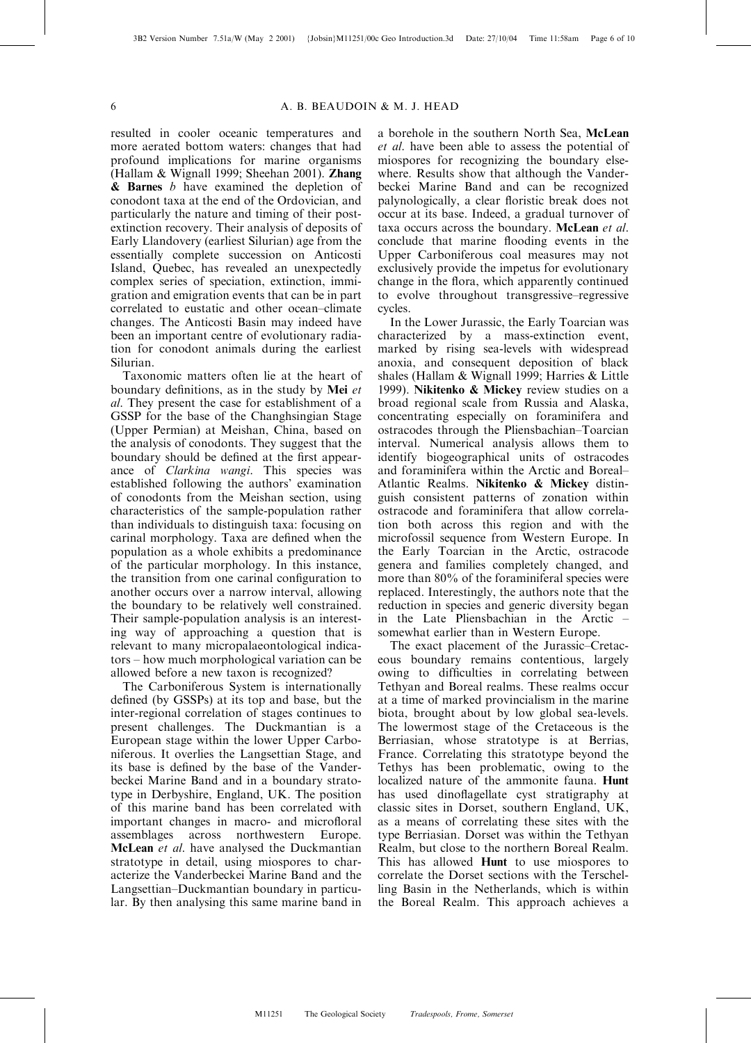resulted in cooler oceanic temperatures and more aerated bottom waters: changes that had profound implications for marine organisms (Hallam & Wignall 1999; Sheehan 2001). **Zhang & Barnes** *b* have examined the depletion of conodont taxa at the end of the Ordovician, and particularly the nature and timing of their post-extinction recovery. Their analysis of deposits of Early Llandovery (earliest Silurian) age from the essentially complete succession on Anticosti Island, Quebec, has revealed an unexpectedly complex series of speciation, extinction, immigration and emigration events that can be in part correlated to eustatic and other ocean–climate changes. The Anticosti Basin may indeed have been an important centre of evolutionary radiation for conodont animals during the earliest Silurian.

Taxonomic matters often lie at the heart of boundary definitions, as in the study by **Mei** *et al.* They present the case for establishment of a GSSP for the base of the Changhsingian Stage (Upper Permian) at Meishan, China, based on the analysis of conodonts. They suggest that the boundary should be defined at the first appearance of *Clarkina wangi*. This species was established following the authors' examination of conodonts from the Meishan section, using characteristics of the sample-population rather than individuals to distinguish taxa: focusing on carinal morphology. Taxa are defined when the population as a whole exhibits a predominance of the particular morphology. In this instance, the transition from one carinal configuration to another occurs over a narrow interval, allowing the boundary to be relatively well constrained. Their sample-population analysis is an interesting way of approaching a question that is relevant to many micropalaeontological indicators – how much morphological variation can be allowed before a new taxon is recognized?

The Carboniferous System is internationally defined (by GSSPs) at its top and base, but the inter-regional correlation of stages continues to present challenges. The Duckmantian is a European stage within the lower Upper Carboniferous. It overlies the Langsettian Stage, and its base is defined by the base of the Vanderbeckei Marine Band and in a boundary stratotype in Derbyshire, England, UK. The position of this marine band has been correlated with important changes in macro- and microfloral assemblages across northwestern Europe. **McLean** *et al.* have analysed the Duckmantian stratotype in detail, using miospores to characterize the Vanderbeckei Marine Band and the Langsettian–Duckmantian boundary in particular. By then analysing this same marine band in a borehole in the southern North Sea, **McLean** *et al.* have been able to assess the potential of miospores for recognizing the boundary elsewhere. Results show that although the Vanderbeckei Marine Band and can be recognized palynologically, a clear floristic break does not occur at its base. Indeed, a gradual turnover of taxa occurs across the boundary. **McLean** *et al.* conclude that marine flooding events in the Upper Carboniferous coal measures may not exclusively provide the impetus for evolutionary change in the flora, which apparently continued to evolve throughout transgressive–regressive cycles.

In the Lower Jurassic, the Early Toarcian was characterized by a mass-extinction event, marked by rising sea-levels with widespread anoxia, and consequent deposition of black shales (Hallam & Wignall 1999; Harries & Little 1999). **Nikitenko & Mickey** review studies on a broad regional scale from Russia and Alaska, concentrating especially on foraminifera and ostracodes through the Pliensbachian–Toarcian interval. Numerical analysis allows them to identify biogeographical units of ostracodes and foraminifera within the Arctic and Boreal–Atlantic Realms. **Nikitenko & Mickey** distinguish consistent patterns of zonation within ostracode and foraminifera that allow correlation both across this region and with the microfossil sequence from Western Europe. In the Early Toarcian in the Arctic, ostracode genera and families completely changed, and more than 80% of the foraminiferal species were replaced. Interestingly, the authors note that the reduction in species and generic diversity began in the Late Pliensbachian in the Arctic – somewhat earlier than in Western Europe.

The exact placement of the Jurassic–Cretaceous boundary remains contentious, largely owing to difficulties in correlating between Tethyan and Boreal realms. These realms occur at a time of marked provincialism in the marine biota, brought about by low global sea-levels. The lowermost stage of the Cretaceous is the Berriasian, whose stratotype is at Berrias, France. Correlating this stratotype beyond the Tethys has been problematic, owing to the localized nature of the ammonite fauna. **Hunt** has used dinoflagellate cyst stratigraphy at classic sites in Dorset, southern England, UK, as a means of correlating these sites with the type Berriasian. Dorset was within the Tethyan Realm, but close to the northern Boreal Realm. This has allowed **Hunt** to use miospores to correlate the Dorset sections with the Terschelling Basin in the Netherlands, which is within the Boreal Realm. This approach achieves a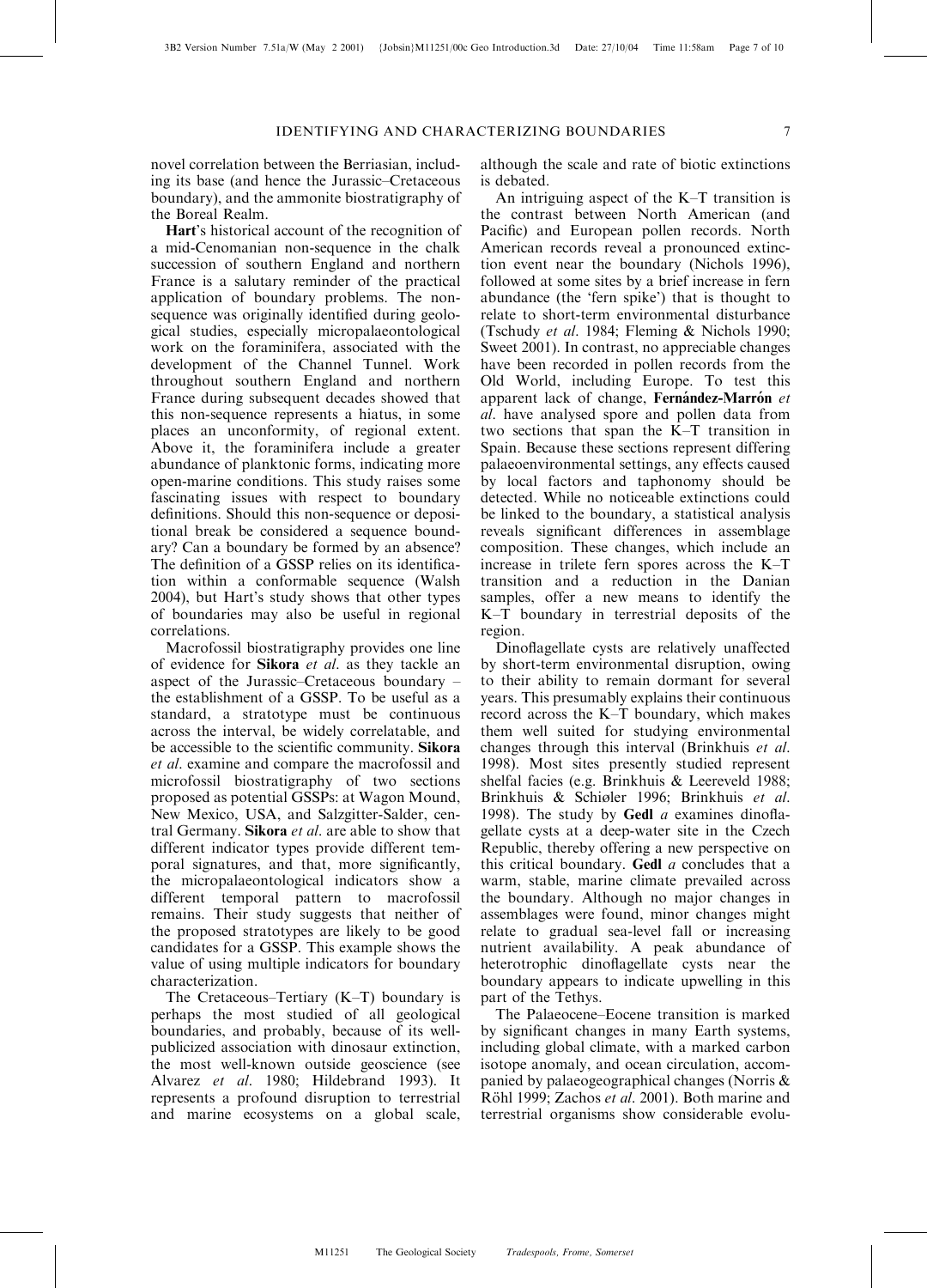novel correlation between the Berriasian, including its base (and hence the Jurassic–Cretaceous boundary), and the ammonite biostratigraphy of the Boreal Realm.

**Hart**'s historical account of the recognition of a mid-Cenomanian non-sequence in the chalk succession of southern England and northern France is a salutary reminder of the practical application of boundary problems. The non-sequence was originally identified during geological studies, especially micropalaeontological work on the foraminifera, associated with the development of the Channel Tunnel. Work throughout southern England and northern France during subsequent decades showed that this non-sequence represents a hiatus, in some places an unconformity, of regional extent. Above it, the foraminifera include a greater abundance of planktonic forms, indicating more open-marine conditions. This study raises some fascinating issues with respect to boundary definitions. Should this non-sequence or depositional break be considered a sequence boundary? Can a boundary be formed by an absence? The definition of a GSSP relies on its identification within a conformable sequence (Walsh 2004), but Hart's study shows that other types of boundaries may also be useful in regional correlations.

Macrofossil biostratigraphy provides one line of evidence for **Sikora** *et al*. as they tackle an aspect of the Jurassic–Cretaceous boundary – the establishment of a GSSP. To be useful as a standard, a stratotype must be continuous across the interval, be widely correlatable, and be accessible to the scientific community. **Sikora** *et al*. examine and compare the macrofossil and microfossil biostratigraphy of two sections proposed as potential GSSPs: at Wagon Mound, New Mexico, USA, and Salzgitter-Salder, central Germany. **Sikora** *et al*. are able to show that different indicator types provide different temporal signatures, and that, more significantly, the micropalaeontological indicators show a different temporal pattern to macrofossil remains. Their study suggests that neither of the proposed stratotypes are likely to be good candidates for a GSSP. This example shows the value of using multiple indicators for boundary characterization.

The Cretaceous–Tertiary (K–T) boundary is perhaps the most studied of all geological boundaries, and probably, because of its well-publicized association with dinosaur extinction, the most well-known outside geoscience (see Alvarez *et al*. 1980; Hildebrand 1993). It represents a profound disruption to terrestrial and marine ecosystems on a global scale, although the scale and rate of biotic extinctions is debated.

An intriguing aspect of the K–T transition is the contrast between North American (and Pacific) and European pollen records. North American records reveal a pronounced extinction event near the boundary (Nichols 1996), followed at some sites by a brief increase in fern abundance (the 'fern spike') that is thought to relate to short-term environmental disturbance (Tschudy *et al*. 1984; Fleming & Nichols 1990; Sweet 2001). In contrast, no appreciable changes have been recorded in pollen records from the Old World, including Europe. To test this apparent lack of change, **Fernández-Marrón** *et al*. have analysed spore and pollen data from two sections that span the K–T transition in Spain. Because these sections represent differing palaeoenvironmental settings, any effects caused by local factors and taphonomy should be detected. While no noticeable extinctions could be linked to the boundary, a statistical analysis reveals significant differences in assemblage composition. These changes, which include an increase in trilete fern spores across the K–T transition and a reduction in the Danian samples, offer a new means to identify the K–T boundary in terrestrial deposits of the region.

Dinoflagellate cysts are relatively unaffected by short-term environmental disruption, owing to their ability to remain dormant for several years. This presumably explains their continuous record across the K–T boundary, which makes them well suited for studying environmental changes through this interval (Brinkhuis *et al*. 1998). Most sites presently studied represent shelfal facies (e.g. Brinkhuis & Leereveld 1988; Brinkhuis & Schiøler 1996; Brinkhuis *et al*. 1998). The study by **Gedl** *a* examines dinoflagellate cysts at a deep-water site in the Czech Republic, thereby offering a new perspective on this critical boundary. **Gedl** *a* concludes that a warm, stable, marine climate prevailed across the boundary. Although no major changes in assemblages were found, minor changes might relate to gradual sea-level fall or increasing nutrient availability. A peak abundance of heterotrophic dinoflagellate cysts near the boundary appears to indicate upwelling in this part of the Tethys.

The Palaeocene–Eocene transition is marked by significant changes in many Earth systems, including global climate, with a marked carbon isotope anomaly, and ocean circulation, accompanied by palaeogeographical changes (Norris & Röhl 1999; Zachos *et al*. 2001). Both marine and terrestrial organisms show considerable evolu-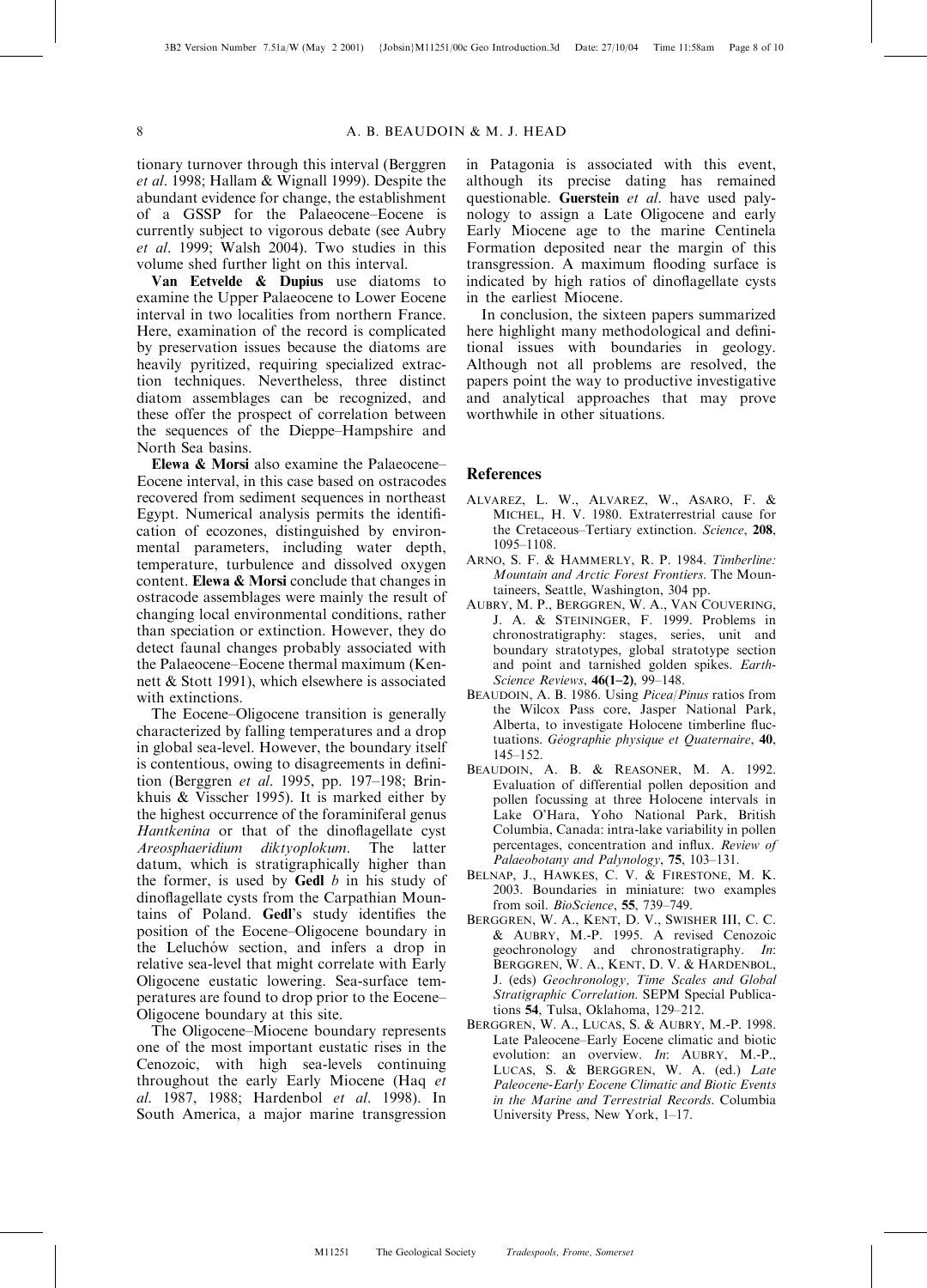tionary turnover through this interval (Berggren *et al*. 1998; Hallam & Wignall 1999). Despite the abundant evidence for change, the establishment of a GSSP for the Palaeocene–Eocene is currently subject to vigorous debate (see Aubry *et al*. 1999; Walsh 2004). Two studies in this volume shed further light on this interval.

**Van Eetvelde & Dupius** use diatoms to examine the Upper Palaeocene to Lower Eocene interval in two localities from northern France. Here, examination of the record is complicated by preservation issues because the diatoms are heavily pyritized, requiring specialized extraction techniques. Nevertheless, three distinct diatom assemblages can be recognized, and these offer the prospect of correlation between the sequences of the Dieppe–Hampshire and North Sea basins.

**Elewa & Morsi** also examine the Palaeocene–Eocene interval, in this case based on ostracodes recovered from sediment sequences in northeast Egypt. Numerical analysis permits the identification of ecozones, distinguished by environmental parameters, including water depth, temperature, turbulence and dissolved oxygen content. **Elewa & Morsi** conclude that changes in ostracode assemblages were mainly the result of changing local environmental conditions, rather than speciation or extinction. However, they do detect faunal changes probably associated with the Palaeocene–Eocene thermal maximum (Kennett & Stott 1991), which elsewhere is associated with extinctions.

The Eocene–Oligocene transition is generally characterized by falling temperatures and a drop in global sea-level. However, the boundary itself is contentious, owing to disagreements in definition (Berggren *et al*. 1995, pp. 197–198; Brinkhuis & Visscher 1995). It is marked either by the highest occurrence of the foraminiferal genus *Hantkenina* or that of the dinoflagellate cyst *Areosphaeridium diktyoplokum*. The latter datum, which is stratigraphically higher than the former, is used by **Gedl** *b* in his study of dinoflagellate cysts from the Carpathian Mountains of Poland. **Gedl**'s study identifies the position of the Eocene–Oligocene boundary in the Leluchów section, and infers a drop in relative sea-level that might correlate with Early Oligocene eustatic lowering. Sea-surface temperatures are found to drop prior to the Eocene–Oligocene boundary at this site.

The Oligocene–Miocene boundary represents one of the most important eustatic rises in the Cenozoic, with high sea-levels continuing throughout the early Early Miocene (Haq *et al*. 1987, 1988; Hardenbol *et al*. 1998). In South America, a major marine transgression in Patagonia is associated with this event, although its precise dating has remained questionable. **Guerstein** *et al*. have used palynology to assign a Late Oligocene and early Early Miocene age to the marine Centinela Formation deposited near the margin of this transgression. A maximum flooding surface is indicated by high ratios of dinoflagellate cysts in the earliest Miocene.

In conclusion, the sixteen papers summarized here highlight many methodological and definitional issues with boundaries in geology. Although not all problems are resolved, the papers point the way to productive investigative and analytical approaches that may prove worthwhile in other situations.

## References

Alvarez, L. W., Alvarez, W., Asaro, F. & Michel, H. V. 1980. Extraterrestrial cause for the Cretaceous–Tertiary extinction. *Science*, **208**, 1095–1108.

Arno, S. F. & Hammerly, R. P. 1984. *Timberline: Mountain and Arctic Forest Frontiers*. The Mountaineers, Seattle, Washington, 304 pp.

Aubry, M. P., Berggren, W. A., Van Couvering, J. A. & Steininger, F. 1999. Problems in chronostratigraphy: stages, series, unit and boundary stratotypes, global stratotype section and point and tarnished golden spikes. *Earth-Science Reviews*, **46(1–2)**, 99–148.

Beaudoin, A. B. 1986. Using *Picea*/*Pinus* ratios from the Wilcox Pass core, Jasper National Park, Alberta, to investigate Holocene timberline fluctuations. *Géographie physique et Quaternaire*, **40**, 145–152.

Beaudoin, A. B. & Reasoner, M. A. 1992. Evaluation of differential pollen deposition and pollen focussing at three Holocene intervals in Lake O'Hara, Yoho National Park, British Columbia, Canada: intra-lake variability in pollen percentages, concentration and influx. *Review of Palaeobotany and Palynology*, **75**, 103–131.

Belnap, J., Hawkes, C. V. & Firestone, M. K. 2003. Boundaries in miniature: two examples from soil. *BioScience*, **55**, 739–749.

Berggren, W. A., Kent, D. V., Swisher III, C. C. & Aubry, M.-P. 1995. A revised Cenozoic geochronology and chronostratigraphy. *In*: Berggren, W. A., Kent, D. V. & Hardenbol, J. (eds) *Geochronology, Time Scales and Global Stratigraphic Correlation*. SEPM Special Publications **54**, Tulsa, Oklahoma, 129–212.

Berggren, W. A., Lucas, S. & Aubry, M.-P. 1998. Late Paleocene–Early Eocene climatic and biotic evolution: an overview. *In*: Aubry, M.-P., Lucas, S. & Berggren, W. A. (ed.) *Late Paleocene-Early Eocene Climatic and Biotic Events in the Marine and Terrestrial Records*. Columbia University Press, New York, 1–17.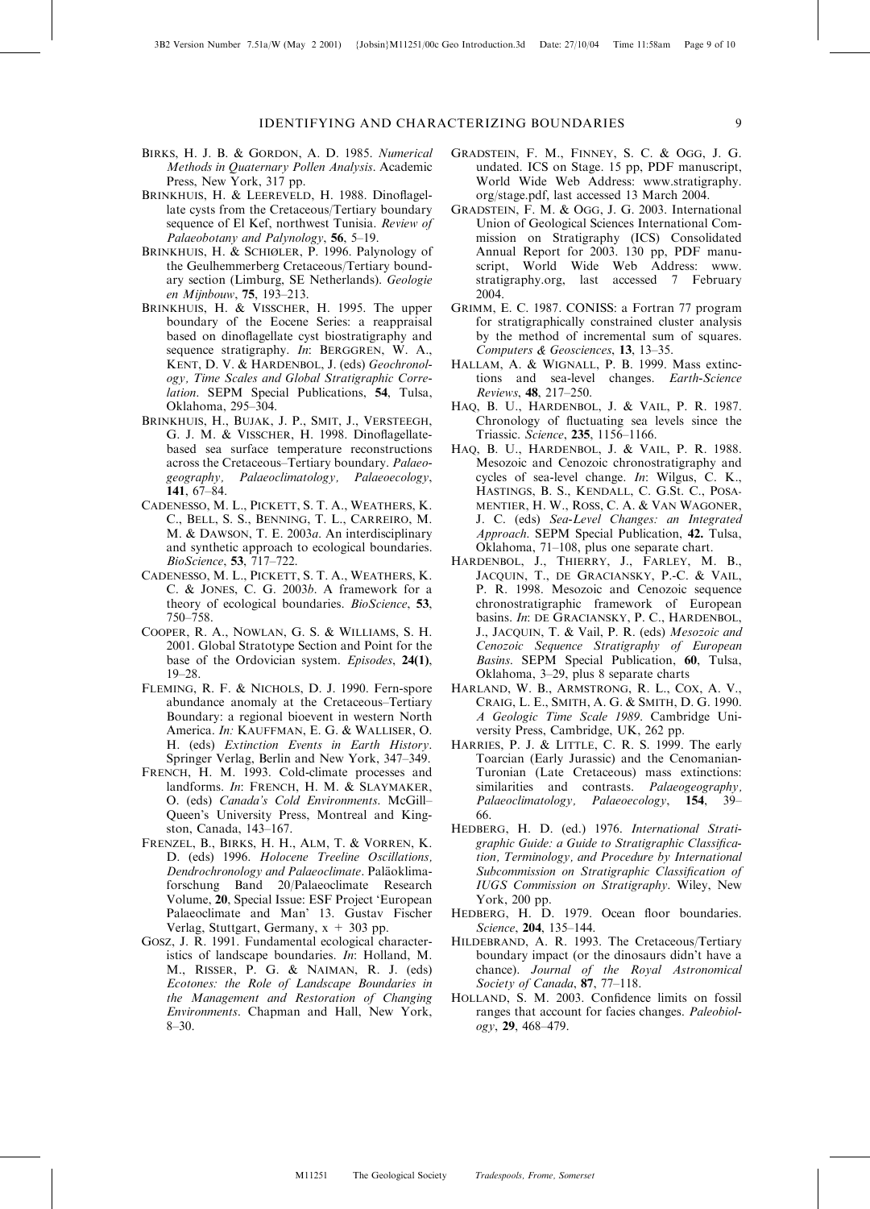BIRKS, H. J. B. & GORDON, A. D. 1985. *Numerical Methods in Quaternary Pollen Analysis*. Academic Press, New York, 317 pp.

BRINKHUIS, H. & LEEREVELD, H. 1988. Dinoflagellate cysts from the Cretaceous/Tertiary boundary sequence of El Kef, northwest Tunisia. *Review of Palaeobotany and Palynology*, **56**, 5–19.

BRINKHUIS, H. & SCHIØLER, P. 1996. Palynology of the Geulhemmerberg Cretaceous/Tertiary boundary section (Limburg, SE Netherlands). *Geologie en Mijnbouw*, **75**, 193–213.

BRINKHUIS, H. & VISSCHER, H. 1995. The upper boundary of the Eocene Series: a reappraisal based on dinoflagellate cyst biostratigraphy and sequence stratigraphy. *In*: BERGGREN, W. A., KENT, D. V. & HARDENBOL, J. (eds) *Geochronology, Time Scales and Global Stratigraphic Correlation*. SEPM Special Publications, **54**, Tulsa, Oklahoma, 295–304.

BRINKHUIS, H., BUJAK, J. P., SMIT, J., VERSTEEGH, G. J. M. & VISSCHER, H. 1998. Dinoflagellate-based sea surface temperature reconstructions across the Cretaceous–Tertiary boundary. *Palaeogeography, Palaeoclimatology, Palaeoecology*, **141**, 67–84.

CADENESSO, M. L., PICKETT, S. T. A., WEATHERS, K. C., BELL, S. S., BENNING, T. L., CARREIRO, M. M. & DAWSON, T. E. 2003*a*. An interdisciplinary and synthetic approach to ecological boundaries. *BioScience*, **53**, 717–722.

CADENESSO, M. L., PICKETT, S. T. A., WEATHERS, K. C. & JONES, C. G. 2003*b*. A framework for a theory of ecological boundaries. *BioScience*, **53**, 750–758.

COOPER, R. A., NOWLAN, G. S. & WILLIAMS, S. H. 2001. Global Stratotype Section and Point for the base of the Ordovician system. *Episodes*, **24(1)**, 19–28.

FLEMING, R. F. & NICHOLS, D. J. 1990. Fern-spore abundance anomaly at the Cretaceous–Tertiary Boundary: a regional bioevent in western North America. *In:* KAUFFMAN, E. G. & WALLISER, O. H. (eds) *Extinction Events in Earth History*. Springer Verlag, Berlin and New York, 347–349.

FRENCH, H. M. 1993. Cold-climate processes and landforms. *In*: FRENCH, H. M. & SLAYMAKER, O. (eds) *Canada's Cold Environments*. McGill–Queen's University Press, Montreal and Kingston, Canada, 143–167.

FRENZEL, B., BIRKS, H. H., ALM, T. & VORREN, K. D. (eds) 1996. *Holocene Treeline Oscillations, Dendrochronology and Palaeoclimate*. Paläoklimaforschung Band 20/Palaeoclimate Research Volume, **20**, Special Issue: ESF Project 'European Palaeoclimate and Man' 13. Gustav Fischer Verlag, Stuttgart, Germany, x + 303 pp.

GOSZ, J. R. 1991. Fundamental ecological characteristics of landscape boundaries. *In*: Holland, M. M., RISSER, P. G. & NAIMAN, R. J. (eds) *Ecotones: the Role of Landscape Boundaries in the Management and Restoration of Changing Environments*. Chapman and Hall, New York, 8–30.

GRADSTEIN, F. M., FINNEY, S. C. & OGG, J. G. undated. ICS on Stage. 15 pp, PDF manuscript, World Wide Web Address: www.stratigraphy.org/stage.pdf, last accessed 13 March 2004.

GRADSTEIN, F. M. & OGG, J. G. 2003. International Union of Geological Sciences International Commission on Stratigraphy (ICS) Consolidated Annual Report for 2003. 130 pp, PDF manuscript, World Wide Web Address: www.stratigraphy.org, last accessed 7 February 2004.

GRIMM, E. C. 1987. CONISS: a Fortran 77 program for stratigraphically constrained cluster analysis by the method of incremental sum of squares. *Computers & Geosciences*, **13**, 13–35.

HALLAM, A. & WIGNALL, P. B. 1999. Mass extinctions and sea-level changes. *Earth-Science Reviews*, **48**, 217–250.

HAQ, B. U., HARDENBOL, J. & VAIL, P. R. 1987. Chronology of fluctuating sea levels since the Triassic. *Science*, **235**, 1156–1166.

HAQ, B. U., HARDENBOL, J. & VAIL, P. R. 1988. Mesozoic and Cenozoic chronostratigraphy and cycles of sea-level change. *In*: Wilgus, C. K., HASTINGS, B. S., KENDALL, C. G.St. C., POSAMENTIER, H. W., ROSS, C. A. & VAN WAGONER, J. C. (eds) *Sea-Level Changes: an Integrated Approach*. SEPM Special Publication, **42.** Tulsa, Oklahoma, 71–108, plus one separate chart.

HARDENBOL, J., THIERRY, J., FARLEY, M. B., JACQUIN, T., DE GRACIANSKY, P.-C. & VAIL, P. R. 1998. Mesozoic and Cenozoic sequence chronostratigraphic framework of European basins. *In*: DE GRACIANSKY, P. C., HARDENBOL, J., JACQUIN, T. & Vail, P. R. (eds) *Mesozoic and Cenozoic Sequence Stratigraphy of European Basins*. SEPM Special Publication, **60**, Tulsa, Oklahoma, 3–29, plus 8 separate charts

HARLAND, W. B., ARMSTRONG, R. L., COX, A. V., CRAIG, L. E., SMITH, A. G. & SMITH, D. G. 1990. *A Geologic Time Scale 1989*. Cambridge University Press, Cambridge, UK, 262 pp.

HARRIES, P. J. & LITTLE, C. R. S. 1999. The early Toarcian (Early Jurassic) and the Cenomanian-Turonian (Late Cretaceous) mass extinctions: similarities and contrasts. *Palaeogeography, Palaeoclimatology, Palaeoecology*, **154**, 39–66.

HEDBERG, H. D. (ed.) 1976. *International Stratigraphic Guide: a Guide to Stratigraphic Classification, Terminology, and Procedure by International Subcommission on Stratigraphic Classification of IUGS Commission on Stratigraphy*. Wiley, New York, 200 pp.

HEDBERG, H. D. 1979. Ocean floor boundaries. *Science*, **204**, 135–144.

HILDEBRAND, A. R. 1993. The Cretaceous/Tertiary boundary impact (or the dinosaurs didn't have a chance). *Journal of the Royal Astronomical Society of Canada*, **87**, 77–118.

HOLLAND, S. M. 2003. Confidence limits on fossil ranges that account for facies changes. *Paleobiology*, **29**, 468–479.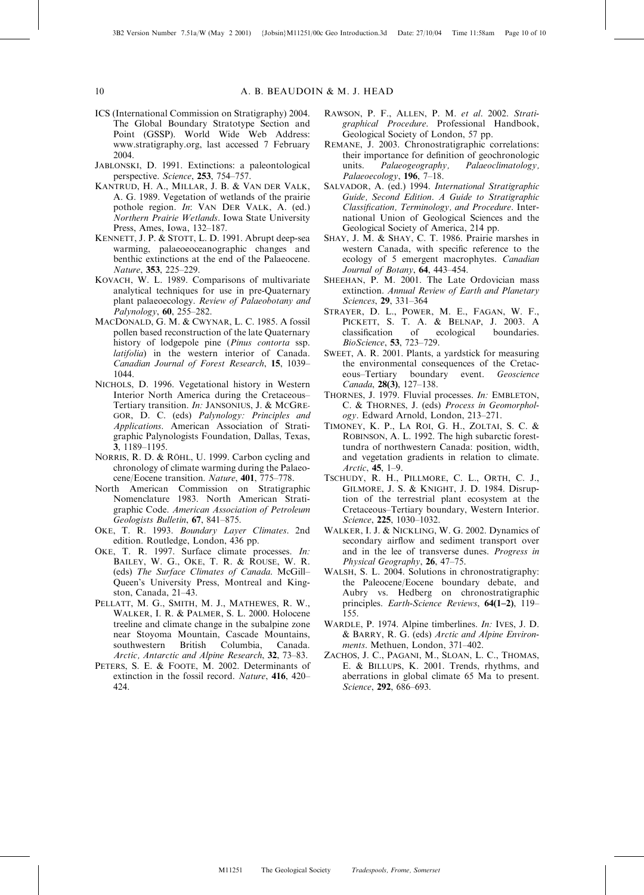ICS (International Commission on Stratigraphy) 2004. The Global Boundary Stratotype Section and Point (GSSP). World Wide Web Address: www.stratigraphy.org, last accessed 7 February 2004.

JABLONSKI, D. 1991. Extinctions: a paleontological perspective. *Science*, **253**, 754–757.

KANTRUD, H. A., MILLAR, J. B. & VAN DER VALK, A. G. 1989. Vegetation of wetlands of the prairie pothole region. *In*: VAN DER VALK, A. (ed.) *Northern Prairie Wetlands*. Iowa State University Press, Ames, Iowa, 132–187.

KENNETT, J. P. & STOTT, L. D. 1991. Abrupt deep-sea warming, palaeoeoceanographic changes and benthic extinctions at the end of the Palaeocene. *Nature*, **353**, 225–229.

KOVACH, W. L. 1989. Comparisons of multivariate analytical techniques for use in pre-Quaternary plant palaeoecology. *Review of Palaeobotany and Palynology*, **60**, 255–282.

MACDONALD, G. M. & CWYNAR, L. C. 1985. A fossil pollen based reconstruction of the late Quaternary history of lodgepole pine (*Pinus contorta* ssp. *latifolia*) in the western interior of Canada. *Canadian Journal of Forest Research*, **15**, 1039–1044.

NICHOLS, D. 1996. Vegetational history in Western Interior North America during the Cretaceous–Tertiary transition. *In:* JANSONIUS, J. & MCGREGOR, D. C. (eds) *Palynology: Principles and Applications*. American Association of Stratigraphic Palynologists Foundation, Dallas, Texas, **3**, 1189–1195.

NORRIS, R. D. & RÖHL, U. 1999. Carbon cycling and chronology of climate warming during the Palaeocene/Eocene transition. *Nature*, **401**, 775–778.

North American Commission on Stratigraphic Nomenclature 1983. North American Stratigraphic Code. *American Association of Petroleum Geologists Bulletin*, **67**, 841–875.

OKE, T. R. 1993. *Boundary Layer Climates*. 2nd edition. Routledge, London, 436 pp.

OKE, T. R. 1997. Surface climate processes. *In:* BAILEY, W. G., OKE, T. R. & ROUSE, W. R. (eds) *The Surface Climates of Canada*. McGill–Queen's University Press, Montreal and Kingston, Canada, 21–43.

PELLATT, M. G., SMITH, M. J., MATHEWES, R. W., WALKER, I. R. & PALMER, S. L. 2000. Holocene treeline and climate change in the subalpine zone near Stoyoma Mountain, Cascade Mountains, southwestern British Columbia, Canada. *Arctic, Antarctic and Alpine Research*, **32**, 73–83.

PETERS, S. E. & FOOTE, M. 2002. Determinants of extinction in the fossil record. *Nature*, **416**, 420–424.

RAWSON, P. F., ALLEN, P. M. *et al*. 2002. *Stratigraphical Procedure*. Professional Handbook, Geological Society of London, 57 pp.

REMANE, J. 2003. Chronostratigraphic correlations: their importance for definition of geochronologic units. *Palaeogeography, Palaeoclimatology, Palaeoecology*, **196**, 7–18.

SALVADOR, A. (ed.) 1994. *International Stratigraphic Guide, Second Edition. A Guide to Stratigraphic Classification, Terminology, and Procedure*. International Union of Geological Sciences and the Geological Society of America, 214 pp.

SHAY, J. M. & SHAY, C. T. 1986. Prairie marshes in western Canada, with specific reference to the ecology of 5 emergent macrophytes. *Canadian Journal of Botany*, **64**, 443–454.

SHEEHAN, P. M. 2001. The Late Ordovician mass extinction. *Annual Review of Earth and Planetary Sciences*, **29**, 331–364

STRAYER, D. L., POWER, M. E., FAGAN, W. F., PICKETT, S. T. A. & BELNAP, J. 2003. A classification of ecological boundaries. *BioScience*, **53**, 723–729.

SWEET, A. R. 2001. Plants, a yardstick for measuring the environmental consequences of the Cretaceous–Tertiary boundary event. *Geoscience Canada*, **28(3)**, 127–138.

THORNES, J. 1979. Fluvial processes. *In:* EMBLETON, C. & THORNES, J. (eds) *Process in Geomorphology*. Edward Arnold, London, 213–271.

TIMONEY, K. P., LA ROI, G. H., ZOLTAI, S. C. & ROBINSON, A. L. 1992. The high subarctic forest-tundra of northwestern Canada: position, width, and vegetation gradients in relation to climate. *Arctic*, **45**, 1–9.

TSCHUDY, R. H., PILLMORE, C. L., ORTH, C. J., GILMORE, J. S. & KNIGHT, J. D. 1984. Disruption of the terrestrial plant ecosystem at the Cretaceous–Tertiary boundary, Western Interior. *Science*, **225**, 1030–1032.

WALKER, I. J. & NICKLING, W. G. 2002. Dynamics of secondary airflow and sediment transport over and in the lee of transverse dunes. *Progress in Physical Geography*, **26**, 47–75.

WALSH, S. L. 2004. Solutions in chronostratigraphy: the Paleocene/Eocene boundary debate, and Aubry vs. Hedberg on chronostratigraphic principles. *Earth-Science Reviews*, **64(1–2)**, 119–155.

WARDLE, P. 1974. Alpine timberlines. *In:* IVES, J. D. & BARRY, R. G. (eds) *Arctic and Alpine Environments*. Methuen, London, 371–402.

ZACHOS, J. C., PAGANI, M., SLOAN, L. C., THOMAS, E. & BILLUPS, K. 2001. Trends, rhythms, and aberrations in global climate 65 Ma to present. *Science*, **292**, 686–693.